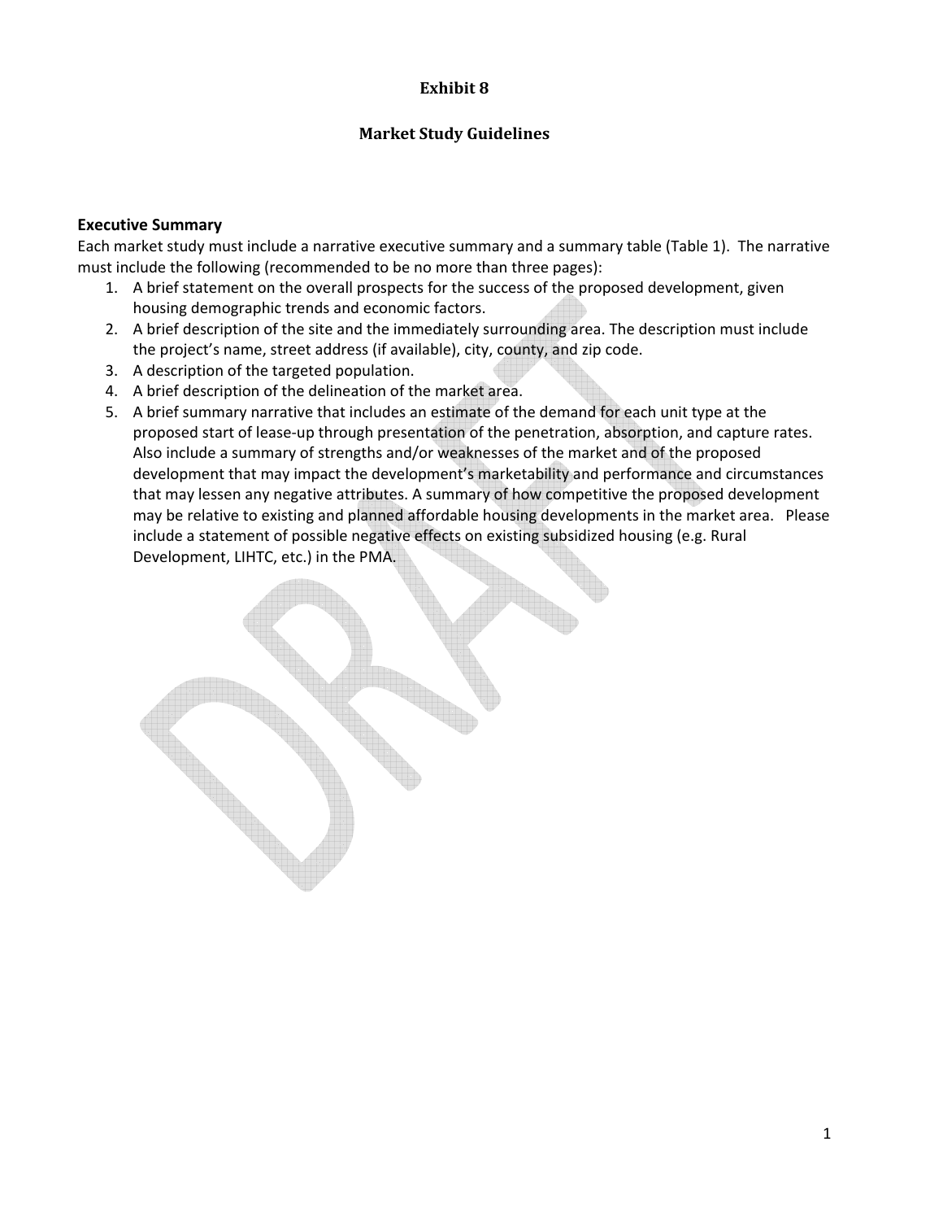# Exhibit 8

## Market Study Guidelines

### Executive Summary

Each market study must include a narrative executive summary and a summary table (Table 1). The narrative must include the following (recommended to be no more than three pages):

1. A brief statement on the overall prospects for the success of the proposed development, given housing demographic trends and economic factors.
2. A brief description of the site and the immediately surrounding area. The description must include the project's name, street address (if available), city, county, and zip code.
3. A description of the targeted population.
4. A brief description of the delineation of the market area.
5. A brief summary narrative that includes an estimate of the demand for each unit type at the proposed start of lease-up through presentation of the penetration, absorption, and capture rates. Also include a summary of strengths and/or weaknesses of the market and of the proposed development that may impact the development's marketability and performance and circumstances that may lessen any negative attributes. A summary of how competitive the proposed development may be relative to existing and planned affordable housing developments in the market area. Please include a statement of possible negative effects on existing subsidized housing (e.g. Rural Development, LIHTC, etc.) in the PMA.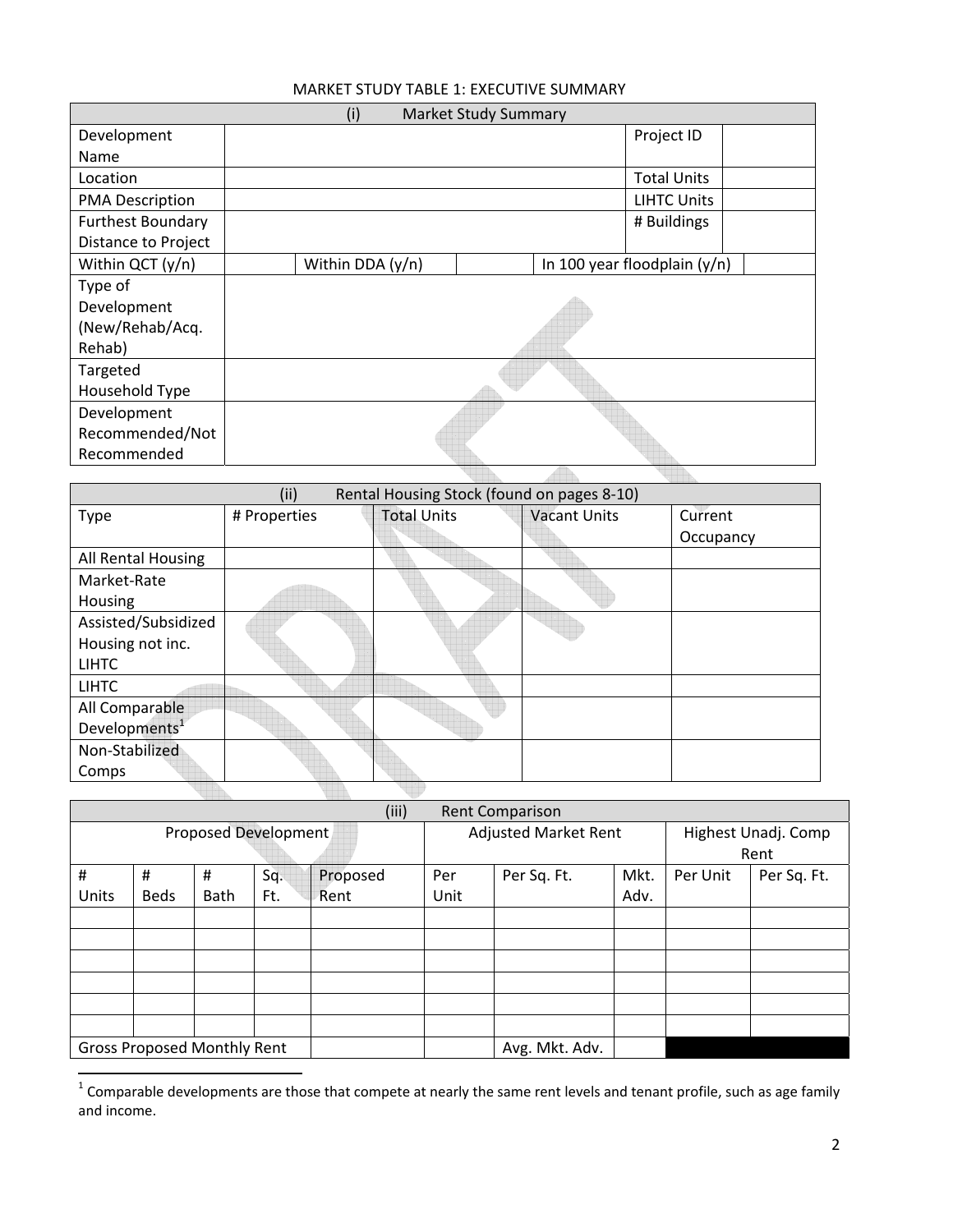MARKET STUDY TABLE 1: EXECUTIVE SUMMARY

| (i) Market Study Summary | | | | | | |
|---|---|---|---|---|---|---|
| Development Name | | | | | Project ID | |
| Location | | | | | Total Units | |
| PMA Description | | | | | LIHTC Units | |
| Furthest Boundary Distance to Project | | | | | # Buildings | |
| Within QCT (y/n) | | Within DDA (y/n) | | In 100 year floodplain (y/n) | | |
| Type of Development (New/Rehab/Acq. Rehab) | | | | | | |
| Targeted Household Type | | | | | | |
| Development Recommended/Not Recommended | | | | | | |

| (ii) Rental Housing Stock (found on pages 8-10) | | | | |
|---|---|---|---|---|
| Type | # Properties | Total Units | Vacant Units | Current Occupancy |
| All Rental Housing | | | | |
| Market-Rate Housing | | | | |
| Assisted/Subsidized Housing not inc. LIHTC | | | | |
| LIHTC | | | | |
| All Comparable Developments[1] | | | | |
| Non-Stabilized Comps | | | | |

| (iii) Rent Comparison | | | | | | | | | |
|---|---|---|---|---|---|---|---|---|---|
| Proposed Development | | | | | Adjusted Market Rent | | | Highest Unadj. Comp Rent | |
| # Units | # Beds | # Bath | Sq. Ft. | Proposed Rent | Per Unit | Per Sq. Ft. | Mkt. Adv. | Per Unit | Per Sq. Ft. |
| | | | | | | | | | |
| | | | | | | | | | |
| | | | | | | | | | |
| | | | | | | | | | |
| | | | | | | | | | |
| | | | | | | | | | |
| Gross Proposed Monthly Rent | | | | | | Avg. Mkt. Adv. | | | |

[1] Comparable developments are those that compete at nearly the same rent levels and tenant profile, such as age family and income.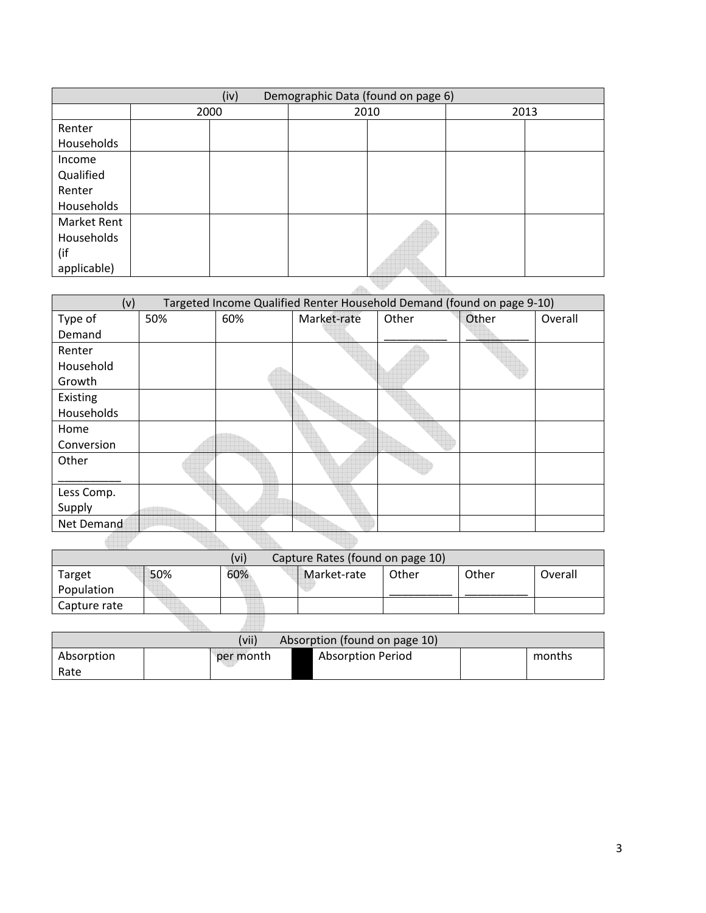| (iv) Demographic Data (found on page 6) | | | | | | |
|---|---|---|---|---|---|---|
| | 2000 | | 2010 | | 2013 | |
| Renter Households | | | | | | |
| Income Qualified Renter Households | | | | | | |
| Market Rent Households (if applicable) | | | | | | |

| (v) Targeted Income Qualified Renter Household Demand (found on page 9-10) | | | | | | |
|---|---|---|---|---|---|---|
| Type of Demand | 50% | 60% | Market-rate | Other ___________ | Other ___________ | Overall |
| Renter Household Growth | | | | | | |
| Existing Households | | | | | | |
| Home Conversion | | | | | | |
| Other ___________ | | | | | | |
| Less Comp. Supply | | | | | | |
| Net Demand | | | | | | |

| (vi) Capture Rates (found on page 10) | | | | | | |
|---|---|---|---|---|---|---|
| Target Population | 50% | 60% | Market-rate | Other ___________ | Other ___________ | Overall |
| Capture rate | | | | | | |

| (vii) Absorption (found on page 10) | | | | | | |
|---|---|---|---|---|---|---|
| Absorption Rate | | per month | | Absorption Period | | months |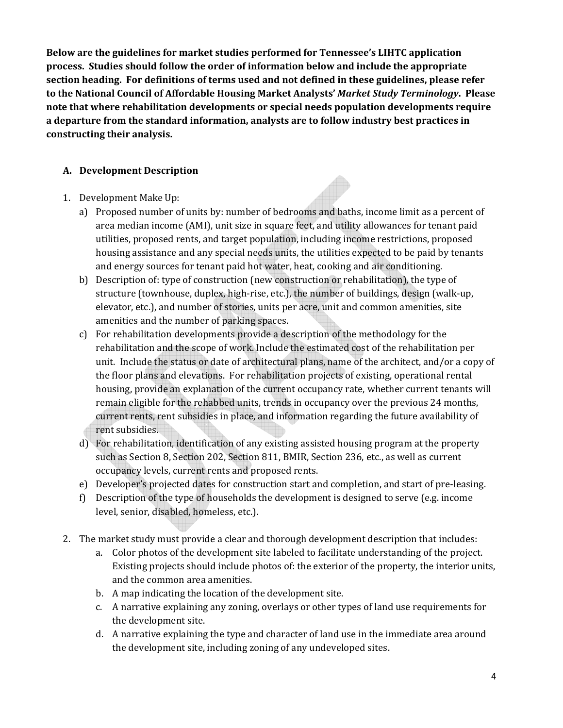**Below are the guidelines for market studies performed for Tennessee's LIHTC application process. Studies should follow the order of information below and include the appropriate section heading. For definitions of terms used and not defined in these guidelines, please refer to the National Council of Affordable Housing Market Analysts' *Market Study Terminology*. Please note that where rehabilitation developments or special needs population developments require a departure from the standard information, analysts are to follow industry best practices in constructing their analysis.**

## A. Development Description

1. Development Make Up:
   a) Proposed number of units by: number of bedrooms and baths, income limit as a percent of area median income (AMI), unit size in square feet, and utility allowances for tenant paid utilities, proposed rents, and target population, including income restrictions, proposed housing assistance and any special needs units, the utilities expected to be paid by tenants and energy sources for tenant paid hot water, heat, cooking and air conditioning.
   b) Description of: type of construction (new construction or rehabilitation), the type of structure (townhouse, duplex, high-rise, etc.), the number of buildings, design (walk-up, elevator, etc.), and number of stories, units per acre, unit and common amenities, site amenities and the number of parking spaces.
   c) For rehabilitation developments provide a description of the methodology for the rehabilitation and the scope of work. Include the estimated cost of the rehabilitation per unit. Include the status or date of architectural plans, name of the architect, and/or a copy of the floor plans and elevations. For rehabilitation projects of existing, operational rental housing, provide an explanation of the current occupancy rate, whether current tenants will remain eligible for the rehabbed units, trends in occupancy over the previous 24 months, current rents, rent subsidies in place, and information regarding the future availability of rent subsidies.
   d) For rehabilitation, identification of any existing assisted housing program at the property such as Section 8, Section 202, Section 811, BMIR, Section 236, etc., as well as current occupancy levels, current rents and proposed rents.
   e) Developer's projected dates for construction start and completion, and start of pre-leasing.
   f) Description of the type of households the development is designed to serve (e.g. income level, senior, disabled, homeless, etc.).

2. The market study must provide a clear and thorough development description that includes:
   a. Color photos of the development site labeled to facilitate understanding of the project. Existing projects should include photos of: the exterior of the property, the interior units, and the common area amenities.
   b. A map indicating the location of the development site.
   c. A narrative explaining any zoning, overlays or other types of land use requirements for the development site.
   d. A narrative explaining the type and character of land use in the immediate area around the development site, including zoning of any undeveloped sites.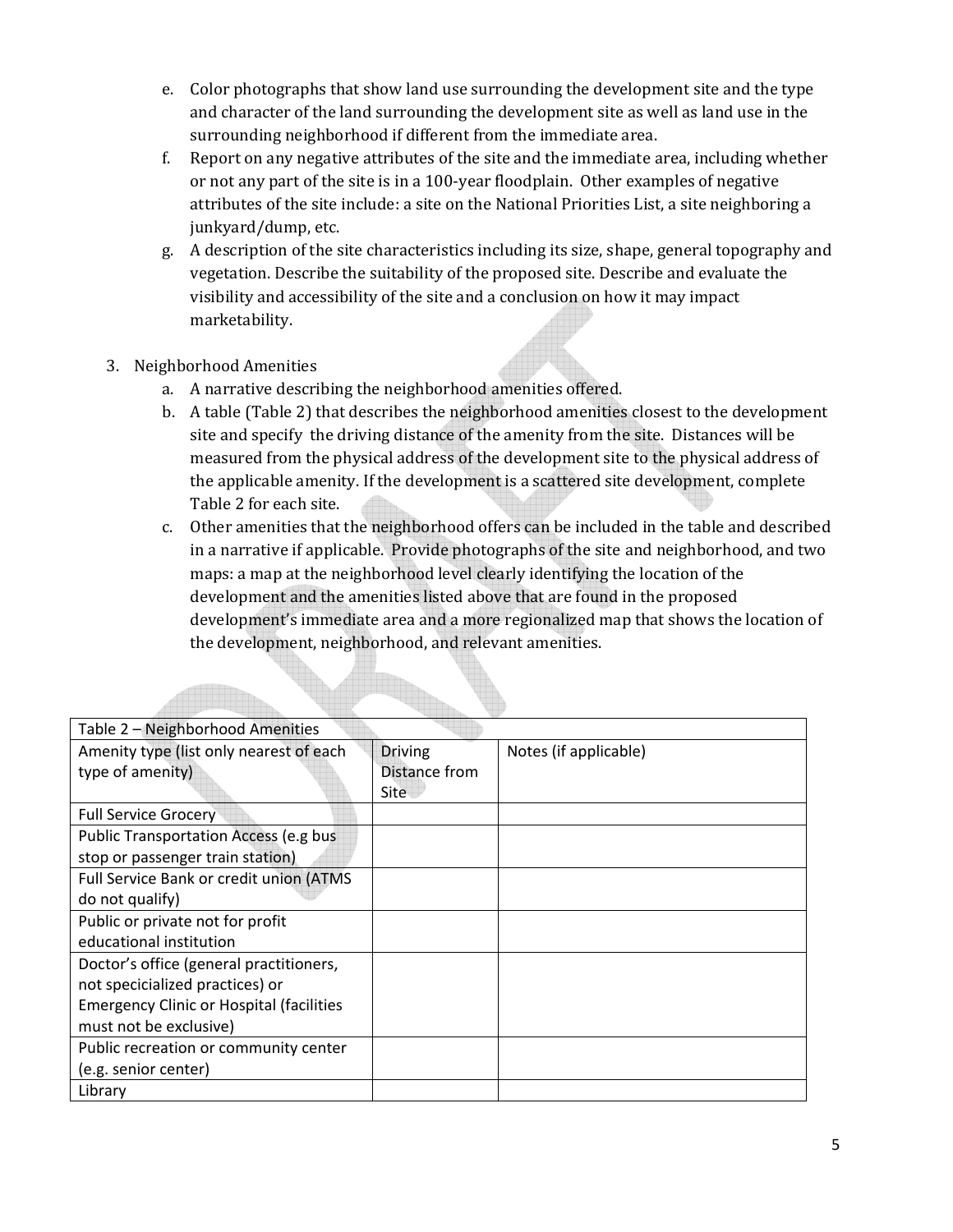e. Color photographs that show land use surrounding the development site and the type and character of the land surrounding the development site as well as land use in the surrounding neighborhood if different from the immediate area.

f. Report on any negative attributes of the site and the immediate area, including whether or not any part of the site is in a 100-year floodplain. Other examples of negative attributes of the site include: a site on the National Priorities List, a site neighboring a junkyard/dump, etc.

g. A description of the site characteristics including its size, shape, general topography and vegetation. Describe the suitability of the proposed site. Describe and evaluate the visibility and accessibility of the site and a conclusion on how it may impact marketability.

3. Neighborhood Amenities
   a. A narrative describing the neighborhood amenities offered.
   b. A table (Table 2) that describes the neighborhood amenities closest to the development site and specify the driving distance of the amenity from the site. Distances will be measured from the physical address of the development site to the physical address of the applicable amenity. If the development is a scattered site development, complete Table 2 for each site.
   c. Other amenities that the neighborhood offers can be included in the table and described in a narrative if applicable. Provide photographs of the site and neighborhood, and two maps: a map at the neighborhood level clearly identifying the location of the development and the amenities listed above that are found in the proposed development's immediate area and a more regionalized map that shows the location of the development, neighborhood, and relevant amenities.

| Table 2 – Neighborhood Amenities | | |
|---|---|---|
| Amenity type (list only nearest of each type of amenity) | Driving Distance from Site | Notes (if applicable) |
| Full Service Grocery | | |
| Public Transportation Access (e.g bus stop or passenger train station) | | |
| Full Service Bank or credit union (ATMS do not qualify) | | |
| Public or private not for profit educational institution | | |
| Doctor's office (general practitioners, not speciicialized practices) or Emergency Clinic or Hospital (facilities must not be exclusive) | | |
| Public recreation or community center (e.g. senior center) | | |
| Library | | |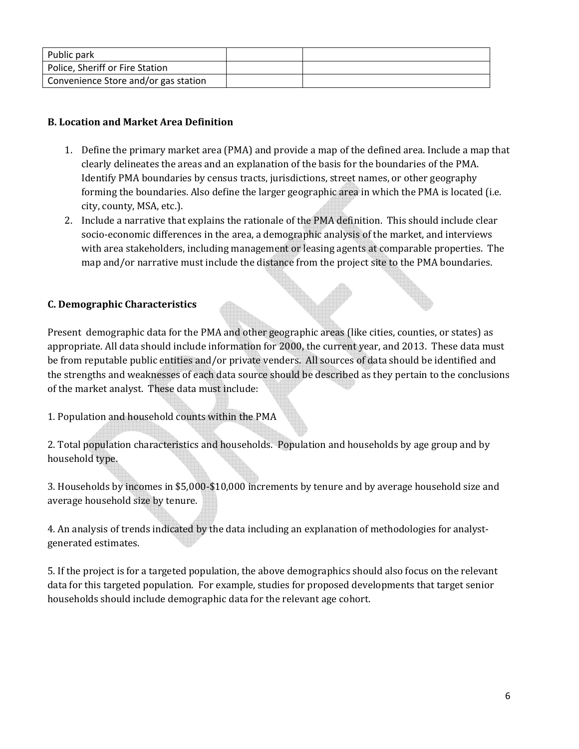| Public park | | |
|---|---|---|
| Police, Sheriff or Fire Station | | |
| Convenience Store and/or gas station | | |

**B. Location and Market Area Definition**

1. Define the primary market area (PMA) and provide a map of the defined area. Include a map that clearly delineates the areas and an explanation of the basis for the boundaries of the PMA. Identify PMA boundaries by census tracts, jurisdictions, street names, or other geography forming the boundaries. Also define the larger geographic area in which the PMA is located (i.e. city, county, MSA, etc.).
2. Include a narrative that explains the rationale of the PMA definition. This should include clear socio-economic differences in the area, a demographic analysis of the market, and interviews with area stakeholders, including management or leasing agents at comparable properties. The map and/or narrative must include the distance from the project site to the PMA boundaries.

**C. Demographic Characteristics**

Present demographic data for the PMA and other geographic areas (like cities, counties, or states) as appropriate. All data should include information for 2000, the current year, and 2013. These data must be from reputable public entities and/or private venders. All sources of data should be identified and the strengths and weaknesses of each data source should be described as they pertain to the conclusions of the market analyst. These data must include:

1. Population and household counts within the PMA

2. Total population characteristics and households. Population and households by age group and by household type.

3. Households by incomes in $5,000-$10,000 increments by tenure and by average household size and average household size by tenure.

4. An analysis of trends indicated by the data including an explanation of methodologies for analyst-generated estimates.

5. If the project is for a targeted population, the above demographics should also focus on the relevant data for this targeted population. For example, studies for proposed developments that target senior households should include demographic data for the relevant age cohort.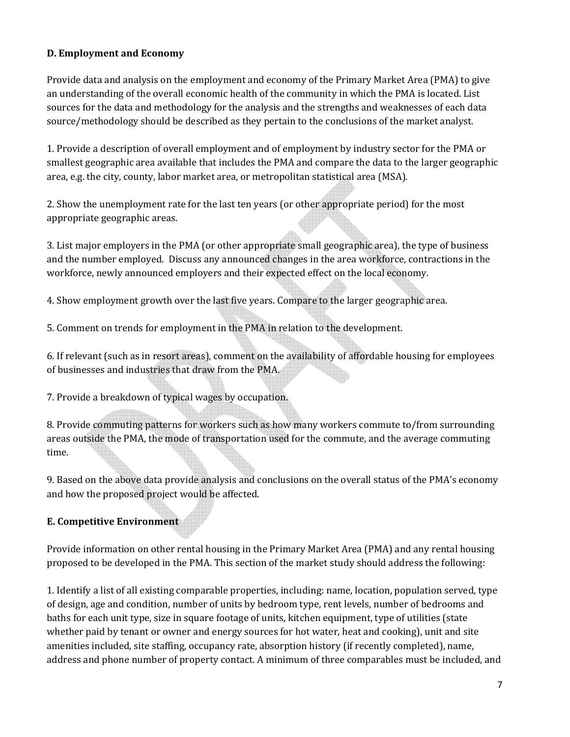### D. Employment and Economy

Provide data and analysis on the employment and economy of the Primary Market Area (PMA) to give an understanding of the overall economic health of the community in which the PMA is located. List sources for the data and methodology for the analysis and the strengths and weaknesses of each data source/methodology should be described as they pertain to the conclusions of the market analyst.

1. Provide a description of overall employment and of employment by industry sector for the PMA or smallest geographic area available that includes the PMA and compare the data to the larger geographic area, e.g. the city, county, labor market area, or metropolitan statistical area (MSA).

2. Show the unemployment rate for the last ten years (or other appropriate period) for the most appropriate geographic areas.

3. List major employers in the PMA (or other appropriate small geographic area), the type of business and the number employed. Discuss any announced changes in the area workforce, contractions in the workforce, newly announced employers and their expected effect on the local economy.

4. Show employment growth over the last five years. Compare to the larger geographic area.

5. Comment on trends for employment in the PMA in relation to the development.

6. If relevant (such as in resort areas), comment on the availability of affordable housing for employees of businesses and industries that draw from the PMA.

7. Provide a breakdown of typical wages by occupation.

8. Provide commuting patterns for workers such as how many workers commute to/from surrounding areas outside the PMA, the mode of transportation used for the commute, and the average commuting time.

9. Based on the above data provide analysis and conclusions on the overall status of the PMA's economy and how the proposed project would be affected.

### E. Competitive Environment

Provide information on other rental housing in the Primary Market Area (PMA) and any rental housing proposed to be developed in the PMA. This section of the market study should address the following:

1. Identify a list of all existing comparable properties, including: name, location, population served, type of design, age and condition, number of units by bedroom type, rent levels, number of bedrooms and baths for each unit type, size in square footage of units, kitchen equipment, type of utilities (state whether paid by tenant or owner and energy sources for hot water, heat and cooking), unit and site amenities included, site staffing, occupancy rate, absorption history (if recently completed), name, address and phone number of property contact. A minimum of three comparables must be included, and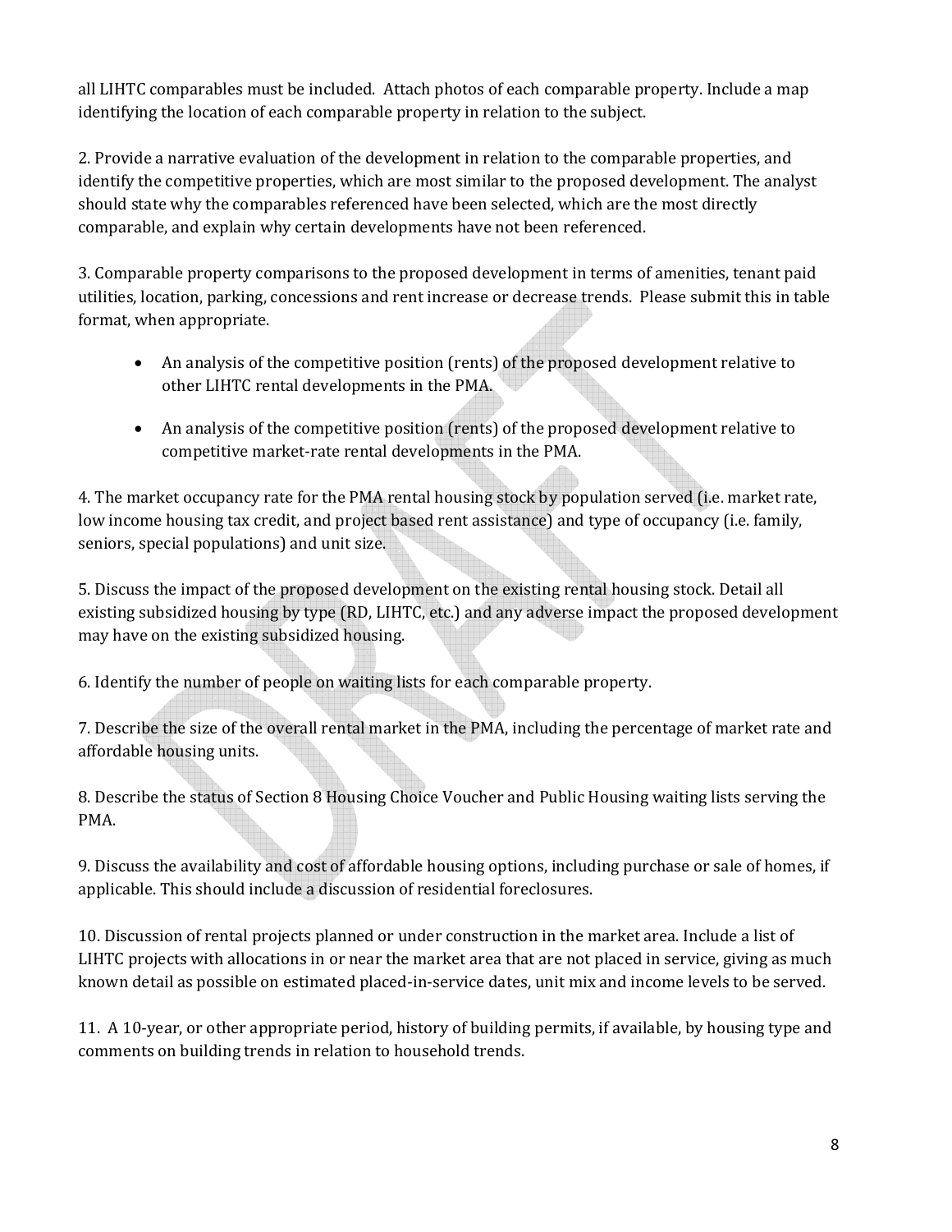all LIHTC comparables must be included. Attach photos of each comparable property. Include a map identifying the location of each comparable property in relation to the subject.

2. Provide a narrative evaluation of the development in relation to the comparable properties, and identify the competitive properties, which are most similar to the proposed development. The analyst should state why the comparables referenced have been selected, which are the most directly comparable, and explain why certain developments have not been referenced.

3. Comparable property comparisons to the proposed development in terms of amenities, tenant paid utilities, location, parking, concessions and rent increase or decrease trends. Please submit this in table format, when appropriate.

- An analysis of the competitive position (rents) of the proposed development relative to other LIHTC rental developments in the PMA.
- An analysis of the competitive position (rents) of the proposed development relative to competitive market-rate rental developments in the PMA.

4. The market occupancy rate for the PMA rental housing stock by population served (i.e. market rate, low income housing tax credit, and project based rent assistance) and type of occupancy (i.e. family, seniors, special populations) and unit size.

5. Discuss the impact of the proposed development on the existing rental housing stock. Detail all existing subsidized housing by type (RD, LIHTC, etc.) and any adverse impact the proposed development may have on the existing subsidized housing.

6. Identify the number of people on waiting lists for each comparable property.

7. Describe the size of the overall rental market in the PMA, including the percentage of market rate and affordable housing units.

8. Describe the status of Section 8 Housing Choice Voucher and Public Housing waiting lists serving the PMA.

9. Discuss the availability and cost of affordable housing options, including purchase or sale of homes, if applicable. This should include a discussion of residential foreclosures.

10. Discussion of rental projects planned or under construction in the market area. Include a list of LIHTC projects with allocations in or near the market area that are not placed in service, giving as much known detail as possible on estimated placed-in-service dates, unit mix and income levels to be served.

11. A 10-year, or other appropriate period, history of building permits, if available, by housing type and comments on building trends in relation to household trends.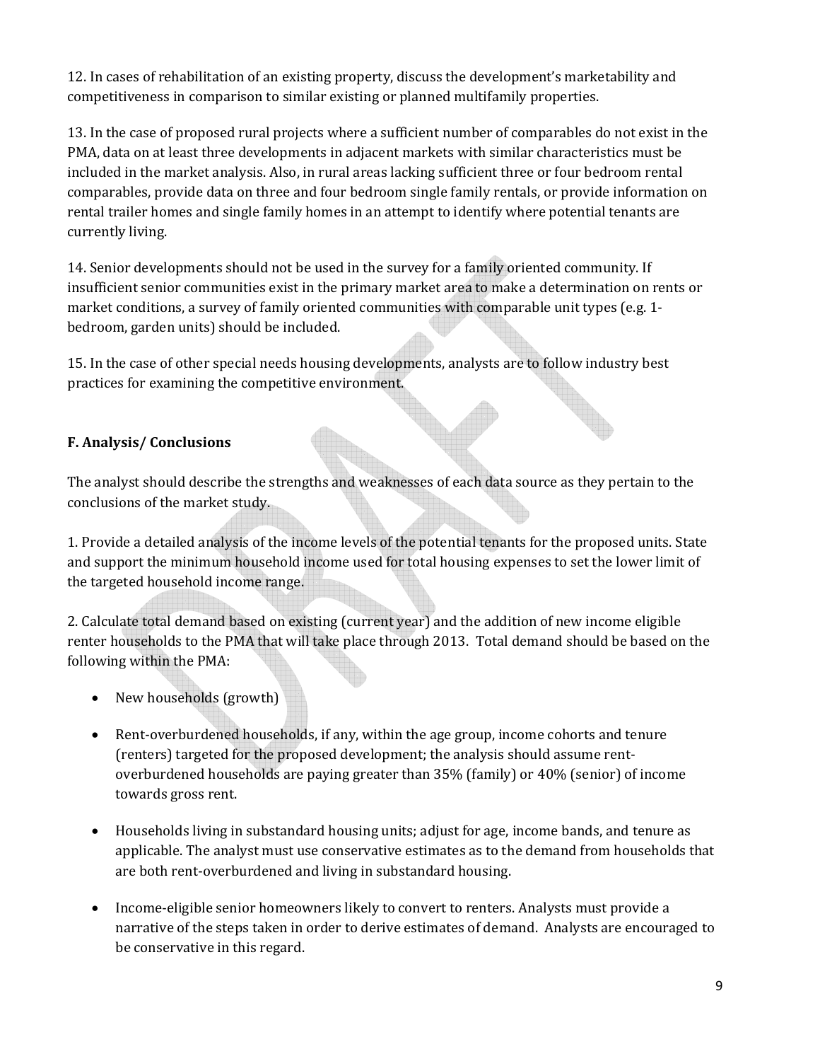12. In cases of rehabilitation of an existing property, discuss the development's marketability and competitiveness in comparison to similar existing or planned multifamily properties.

13. In the case of proposed rural projects where a sufficient number of comparables do not exist in the PMA, data on at least three developments in adjacent markets with similar characteristics must be included in the market analysis. Also, in rural areas lacking sufficient three or four bedroom rental comparables, provide data on three and four bedroom single family rentals, or provide information on rental trailer homes and single family homes in an attempt to identify where potential tenants are currently living.

14. Senior developments should not be used in the survey for a family oriented community. If insufficient senior communities exist in the primary market area to make a determination on rents or market conditions, a survey of family oriented communities with comparable unit types (e.g. 1-bedroom, garden units) should be included.

15. In the case of other special needs housing developments, analysts are to follow industry best practices for examining the competitive environment.

### F. Analysis/ Conclusions

The analyst should describe the strengths and weaknesses of each data source as they pertain to the conclusions of the market study.

1. Provide a detailed analysis of the income levels of the potential tenants for the proposed units. State and support the minimum household income used for total housing expenses to set the lower limit of the targeted household income range.

2. Calculate total demand based on existing (current year) and the addition of new income eligible renter households to the PMA that will take place through 2013. Total demand should be based on the following within the PMA:

- New households (growth)
- Rent-overburdened households, if any, within the age group, income cohorts and tenure (renters) targeted for the proposed development; the analysis should assume rent-overburdened households are paying greater than 35% (family) or 40% (senior) of income towards gross rent.
- Households living in substandard housing units; adjust for age, income bands, and tenure as applicable. The analyst must use conservative estimates as to the demand from households that are both rent-overburdened and living in substandard housing.
- Income-eligible senior homeowners likely to convert to renters. Analysts must provide a narrative of the steps taken in order to derive estimates of demand. Analysts are encouraged to be conservative in this regard.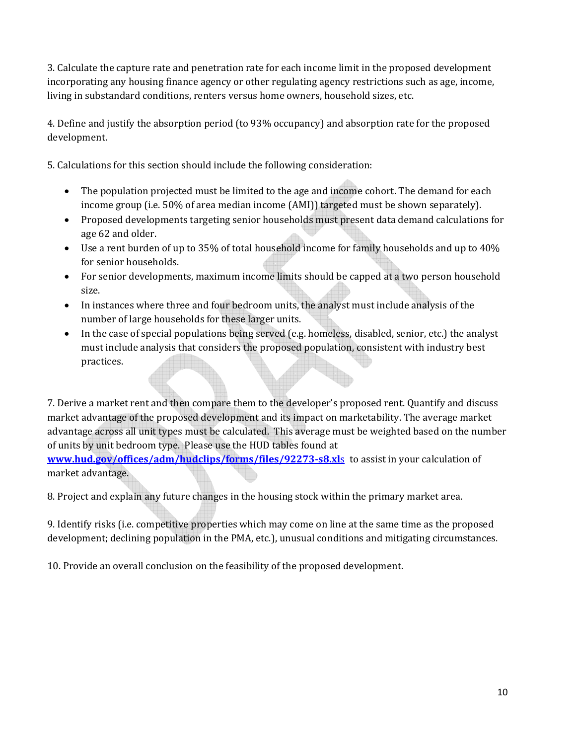3. Calculate the capture rate and penetration rate for each income limit in the proposed development incorporating any housing finance agency or other regulating agency restrictions such as age, income, living in substandard conditions, renters versus home owners, household sizes, etc.

4. Define and justify the absorption period (to 93% occupancy) and absorption rate for the proposed development.

5. Calculations for this section should include the following consideration:

- The population projected must be limited to the age and income cohort. The demand for each income group (i.e. 50% of area median income (AMI)) targeted must be shown separately).
- Proposed developments targeting senior households must present data demand calculations for age 62 and older.
- Use a rent burden of up to 35% of total household income for family households and up to 40% for senior households.
- For senior developments, maximum income limits should be capped at a two person household size.
- In instances where three and four bedroom units, the analyst must include analysis of the number of large households for these larger units.
- In the case of special populations being served (e.g. homeless, disabled, senior, etc.) the analyst must include analysis that considers the proposed population, consistent with industry best practices.

7. Derive a market rent and then compare them to the developer's proposed rent. Quantify and discuss market advantage of the proposed development and its impact on marketability. The average market advantage across all unit types must be calculated. This average must be weighted based on the number of units by unit bedroom type. Please use the HUD tables found at **www.hud.gov/offices/adm/hudclips/forms/files/92273-s8.xls** to assist in your calculation of market advantage.

8. Project and explain any future changes in the housing stock within the primary market area.

9. Identify risks (i.e. competitive properties which may come on line at the same time as the proposed development; declining population in the PMA, etc.), unusual conditions and mitigating circumstances.

10. Provide an overall conclusion on the feasibility of the proposed development.